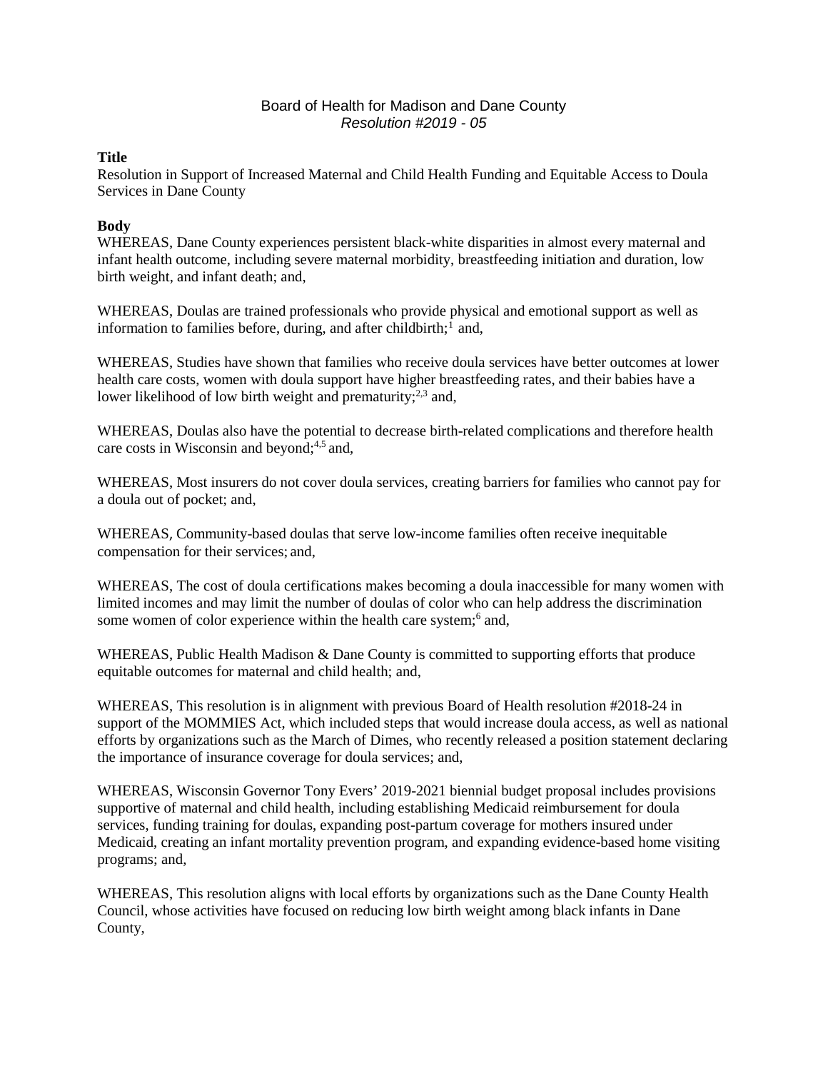Board of Health for Madison and Dane County
*Resolution #2019 - 05*

**Title**

Resolution in Support of Increased Maternal and Child Health Funding and Equitable Access to Doula Services in Dane County

**Body**

WHEREAS, Dane County experiences persistent black-white disparities in almost every maternal and infant health outcome, including severe maternal morbidity, breastfeeding initiation and duration, low birth weight, and infant death; and,

WHEREAS, Doulas are trained professionals who provide physical and emotional support as well as information to families before, during, and after childbirth;[1] and,

WHEREAS, Studies have shown that families who receive doula services have better outcomes at lower health care costs, women with doula support have higher breastfeeding rates, and their babies have a lower likelihood of low birth weight and prematurity;[2,3] and,

WHEREAS, Doulas also have the potential to decrease birth-related complications and therefore health care costs in Wisconsin and beyond;[4,5] and,

WHEREAS, Most insurers do not cover doula services, creating barriers for families who cannot pay for a doula out of pocket; and,

WHEREAS, Community-based doulas that serve low-income families often receive inequitable compensation for their services; and,

WHEREAS, The cost of doula certifications makes becoming a doula inaccessible for many women with limited incomes and may limit the number of doulas of color who can help address the discrimination some women of color experience within the health care system;[6] and,

WHEREAS, Public Health Madison & Dane County is committed to supporting efforts that produce equitable outcomes for maternal and child health; and,

WHEREAS, This resolution is in alignment with previous Board of Health resolution #2018-24 in support of the MOMMIES Act, which included steps that would increase doula access, as well as national efforts by organizations such as the March of Dimes, who recently released a position statement declaring the importance of insurance coverage for doula services; and,

WHEREAS, Wisconsin Governor Tony Evers' 2019-2021 biennial budget proposal includes provisions supportive of maternal and child health, including establishing Medicaid reimbursement for doula services, funding training for doulas, expanding post-partum coverage for mothers insured under Medicaid, creating an infant mortality prevention program, and expanding evidence-based home visiting programs; and,

WHEREAS, This resolution aligns with local efforts by organizations such as the Dane County Health Council, whose activities have focused on reducing low birth weight among black infants in Dane County,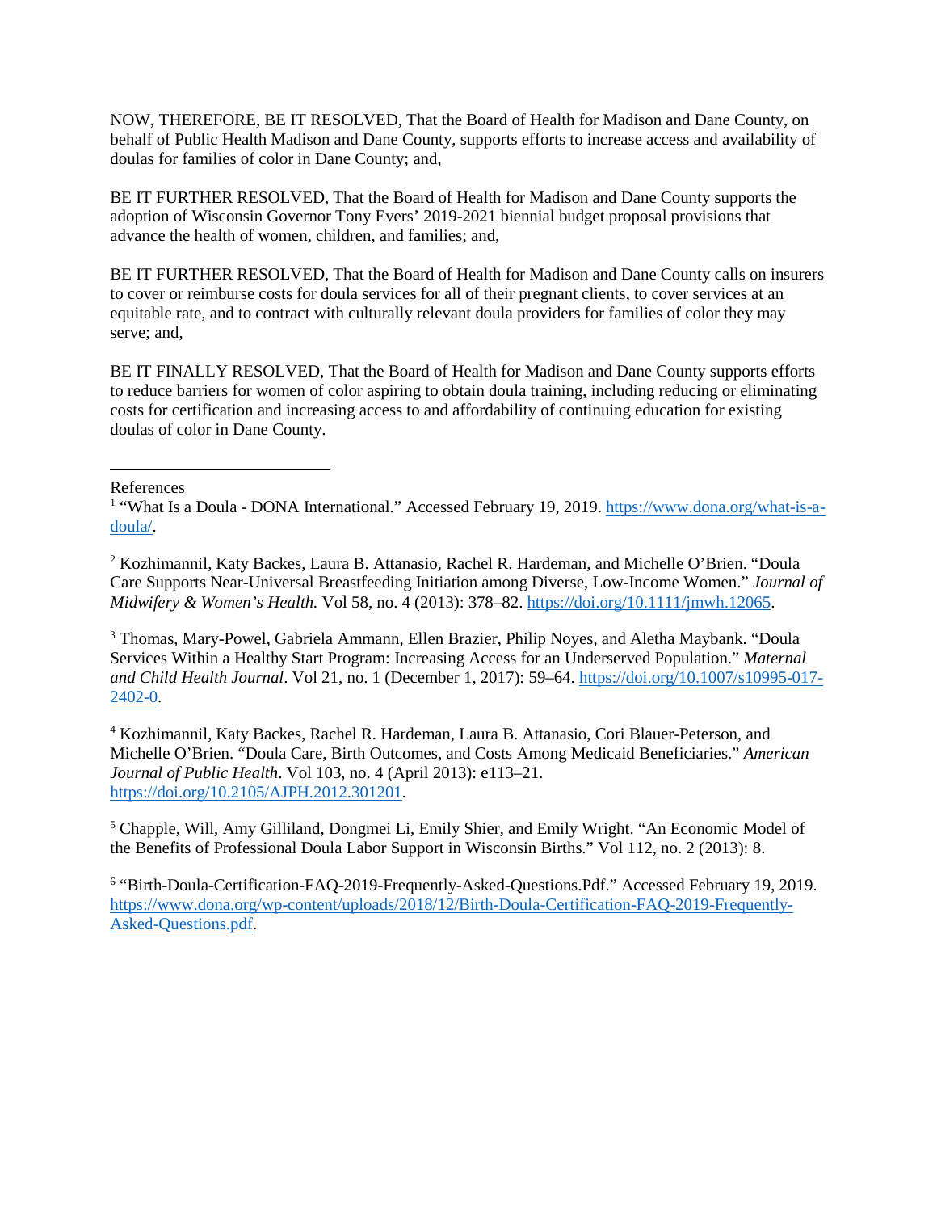NOW, THEREFORE, BE IT RESOLVED, That the Board of Health for Madison and Dane County, on behalf of Public Health Madison and Dane County, supports efforts to increase access and availability of doulas for families of color in Dane County; and,

BE IT FURTHER RESOLVED, That the Board of Health for Madison and Dane County supports the adoption of Wisconsin Governor Tony Evers' 2019-2021 biennial budget proposal provisions that advance the health of women, children, and families; and,

BE IT FURTHER RESOLVED, That the Board of Health for Madison and Dane County calls on insurers to cover or reimburse costs for doula services for all of their pregnant clients, to cover services at an equitable rate, and to contract with culturally relevant doula providers for families of color they may serve; and,

BE IT FINALLY RESOLVED, That the Board of Health for Madison and Dane County supports efforts to reduce barriers for women of color aspiring to obtain doula training, including reducing or eliminating costs for certification and increasing access to and affordability of continuing education for existing doulas of color in Dane County.

---

References

[1] "What Is a Doula - DONA International." Accessed February 19, 2019. https://www.dona.org/what-is-a-doula/.

[2] Kozhimannil, Katy Backes, Laura B. Attanasio, Rachel R. Hardeman, and Michelle O'Brien. "Doula Care Supports Near-Universal Breastfeeding Initiation among Diverse, Low-Income Women." *Journal of Midwifery & Women's Health.* Vol 58, no. 4 (2013): 378–82. https://doi.org/10.1111/jmwh.12065.

[3] Thomas, Mary-Powel, Gabriela Ammann, Ellen Brazier, Philip Noyes, and Aletha Maybank. "Doula Services Within a Healthy Start Program: Increasing Access for an Underserved Population." *Maternal and Child Health Journal*. Vol 21, no. 1 (December 1, 2017): 59–64. https://doi.org/10.1007/s10995-017-2402-0.

[4] Kozhimannil, Katy Backes, Rachel R. Hardeman, Laura B. Attanasio, Cori Blauer-Peterson, and Michelle O'Brien. "Doula Care, Birth Outcomes, and Costs Among Medicaid Beneficiaries." *American Journal of Public Health*. Vol 103, no. 4 (April 2013): e113–21. https://doi.org/10.2105/AJPH.2012.301201.

[5] Chapple, Will, Amy Gilliland, Dongmei Li, Emily Shier, and Emily Wright. "An Economic Model of the Benefits of Professional Doula Labor Support in Wisconsin Births." Vol 112, no. 2 (2013): 8.

[6] "Birth-Doula-Certification-FAQ-2019-Frequently-Asked-Questions.Pdf." Accessed February 19, 2019. https://www.dona.org/wp-content/uploads/2018/12/Birth-Doula-Certification-FAQ-2019-Frequently-Asked-Questions.pdf.